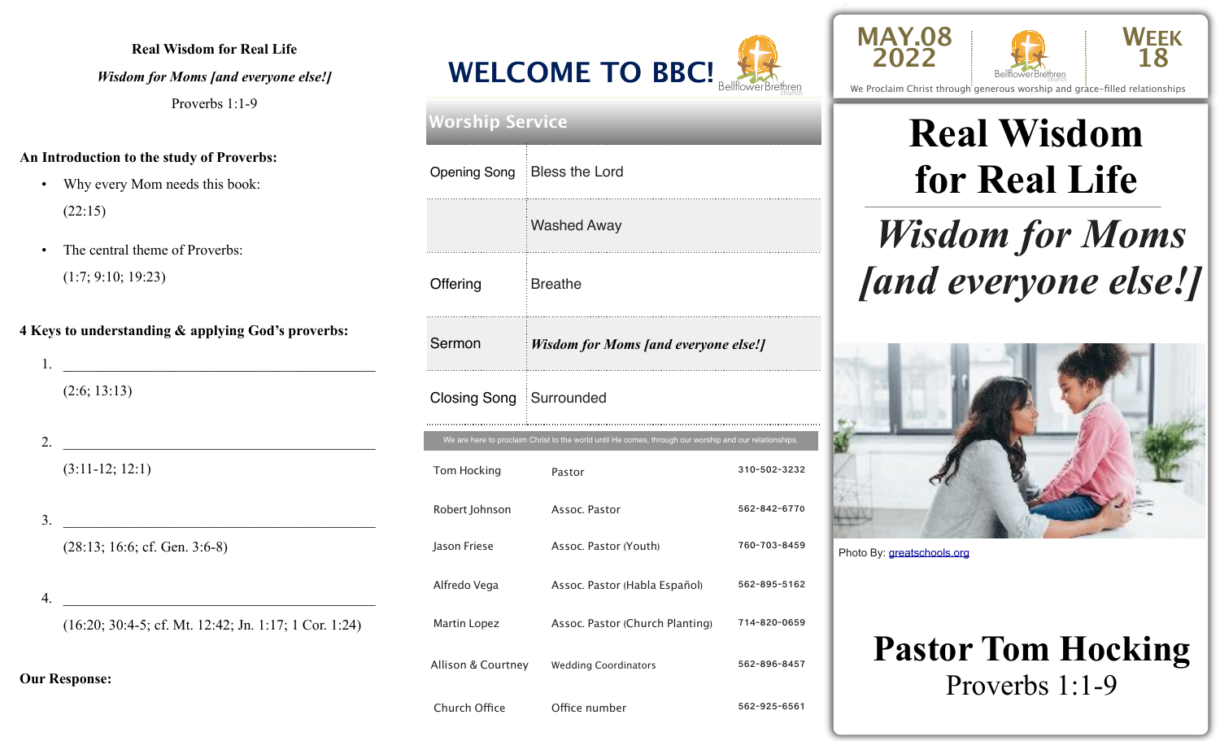**Real Wisdom for Real Life**

*Wisdom for Moms [and everyone else!]*

Proverbs 1:1-9

**An Introduction to the study of Proverbs:**

- Why every Mom needs this book:
  (22:15)
- The central theme of Proverbs:
  (1:7; 9:10; 19:23)

**4 Keys to understanding & applying God's proverbs:**

1. ________________________________________
   (2:6; 13:13)
2. ________________________________________
   (3:11-12; 12:1)
3. ________________________________________
   (28:13; 16:6; cf. Gen. 3:6-8)
4. ________________________________________
   (16:20; 30:4-5; cf. Mt. 12:42; Jn. 1:17; 1 Cor. 1:24)

**Our Response:**

# WELCOME TO BBC!

Bellflower Brethren church

## Worship Service

| | |
|---|---|
| Opening Song | Bless the Lord |
| | Washed Away |
| Offering | Breathe |
| Sermon | ***Wisdom for Moms [and everyone else!]*** |
| Closing Song | Surrounded |

We are here to proclaim Christ to the world until He comes, through our worship and our relationships.

| | | |
|---|---|---|
| Tom Hocking | Pastor | 310-502-3232 |
| Robert Johnson | Assoc. Pastor | 562-842-6770 |
| Jason Friese | Assoc. Pastor (Youth) | 760-703-8459 |
| Alfredo Vega | Assoc. Pastor (Habla Español) | 562-895-5162 |
| Martin Lopez | Assoc. Pastor (Church Planting) | 714-820-0659 |
| Allison & Courtney | Wedding Coordinators | 562-896-8457 |
| Church Office | Office number | 562-925-6561 |

MAY.08 2022 | Bellflower Brethren church | WEEK 18

We Proclaim Christ through generous worship and grace-filled relationships

# Real Wisdom for Real Life

## *Wisdom for Moms [and everyone else!]*

Photo By: greatschools.org

**Pastor Tom Hocking**

Proverbs 1:1-9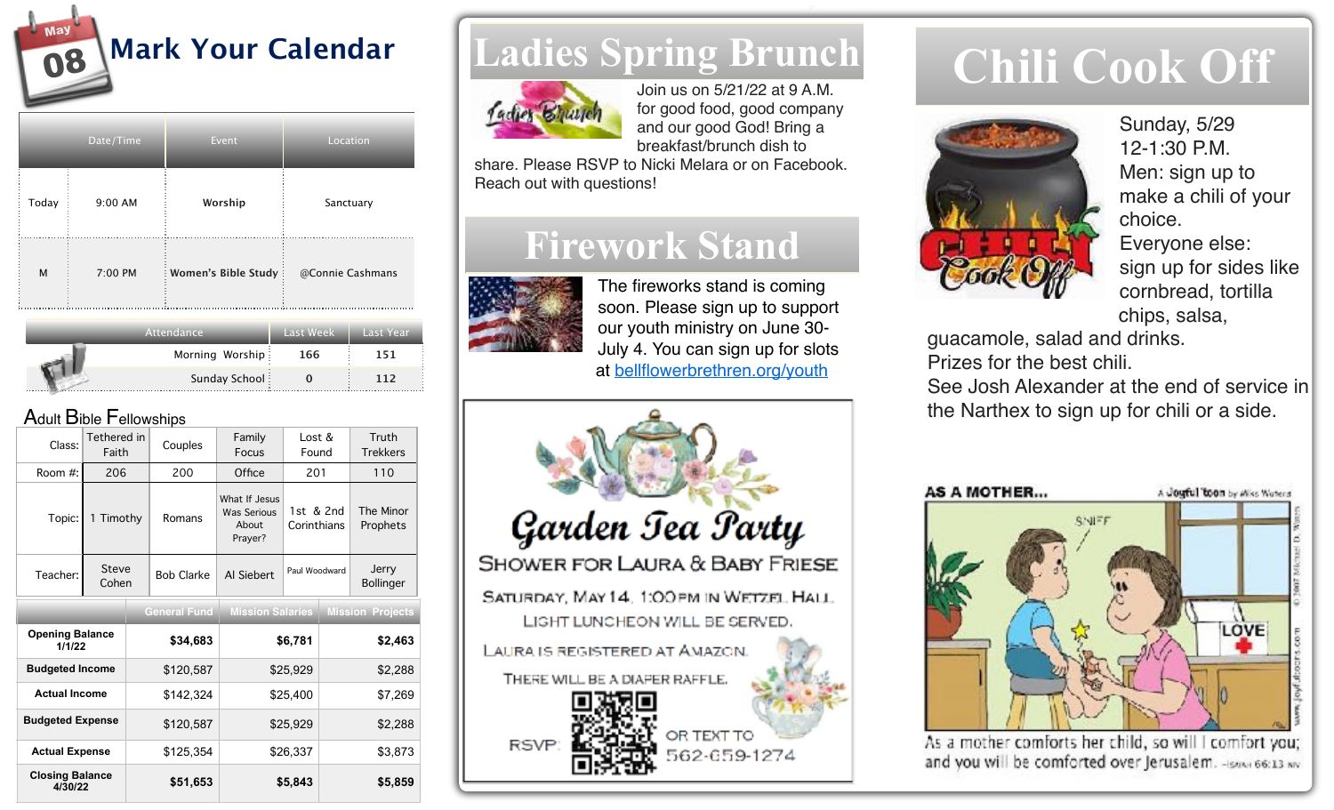# Mark Your Calendar

May 08

| Date/Time | | Event | Location |
|---|---|---|---|
| Today | 9:00 AM | Worship | Sanctuary |
| M | 7:00 PM | Women's Bible Study | @Connie Cashmans |

| Attendance | Last Week | Last Year |
|---|---|---|
| Morning Worship | 166 | 151 |
| Sunday School | 0 | 112 |

## Adult Bible Fellowships

| Class: | Tethered in Faith | Couples | Family Focus | Lost & Found | Truth Trekkers |
|---|---|---|---|---|---|
| Room #: | 206 | 200 | Office | 201 | 110 |
| Topic: | 1 Timothy | Romans | What If Jesus Was Serious About Prayer? | 1st & 2nd Corinthians | The Minor Prophets |
| Teacher: | Steve Cohen | Bob Clarke | Al Siebert | Paul Woodward | Jerry Bollinger |

| | General Fund | Mission Salaries | Mission Projects |
|---|---|---|---|
| **Opening Balance 1/1/22** | **$34,683** | **$6,781** | **$2,463** |
| **Budgeted Income** | $120,587 | $25,929 | $2,288 |
| **Actual Income** | $142,324 | $25,400 | $7,269 |
| **Budgeted Expense** | $120,587 | $25,929 | $2,288 |
| **Actual Expense** | $125,354 | $26,337 | $3,873 |
| **Closing Balance 4/30/22** | **$51,653** | **$5,843** | **$5,859** |

# Ladies Spring Brunch

Join us on 5/21/22 at 9 A.M. for good food, good company and our good God! Bring a breakfast/brunch dish to share. Please RSVP to Nicki Melara or on Facebook. Reach out with questions!

# Firework Stand

The fireworks stand is coming soon. Please sign up to support our youth ministry on June 30-July 4. You can sign up for slots at bellflowerbrethren.org/youth

## Garden Tea Party

SHOWER FOR LAURA & BABY FRIESE

SATURDAY, MAY 14, 1:00PM IN WETZEL HALL

LIGHT LUNCHEON WILL BE SERVED.

LAURA IS REGISTERED AT AMAZON.

THERE WILL BE A DIAPER RAFFLE.

RSVP: OR TEXT TO 562-659-1274

# Chili Cook Off

Sunday, 5/29

12-1:30 P.M.

Men: sign up to make a chili of your choice.

Everyone else: sign up for sides like cornbread, tortilla chips, salsa, guacamole, salad and drinks.

Prizes for the best chili.

See Josh Alexander at the end of service in the Narthex to sign up for chili or a side.

AS A MOTHER...

A Joyful 'toon by Mike Waters

SNIFF

LOVE

As a mother comforts her child, so will I comfort you; and you will be comforted over Jerusalem. -ISAIAH 66:13 NIV